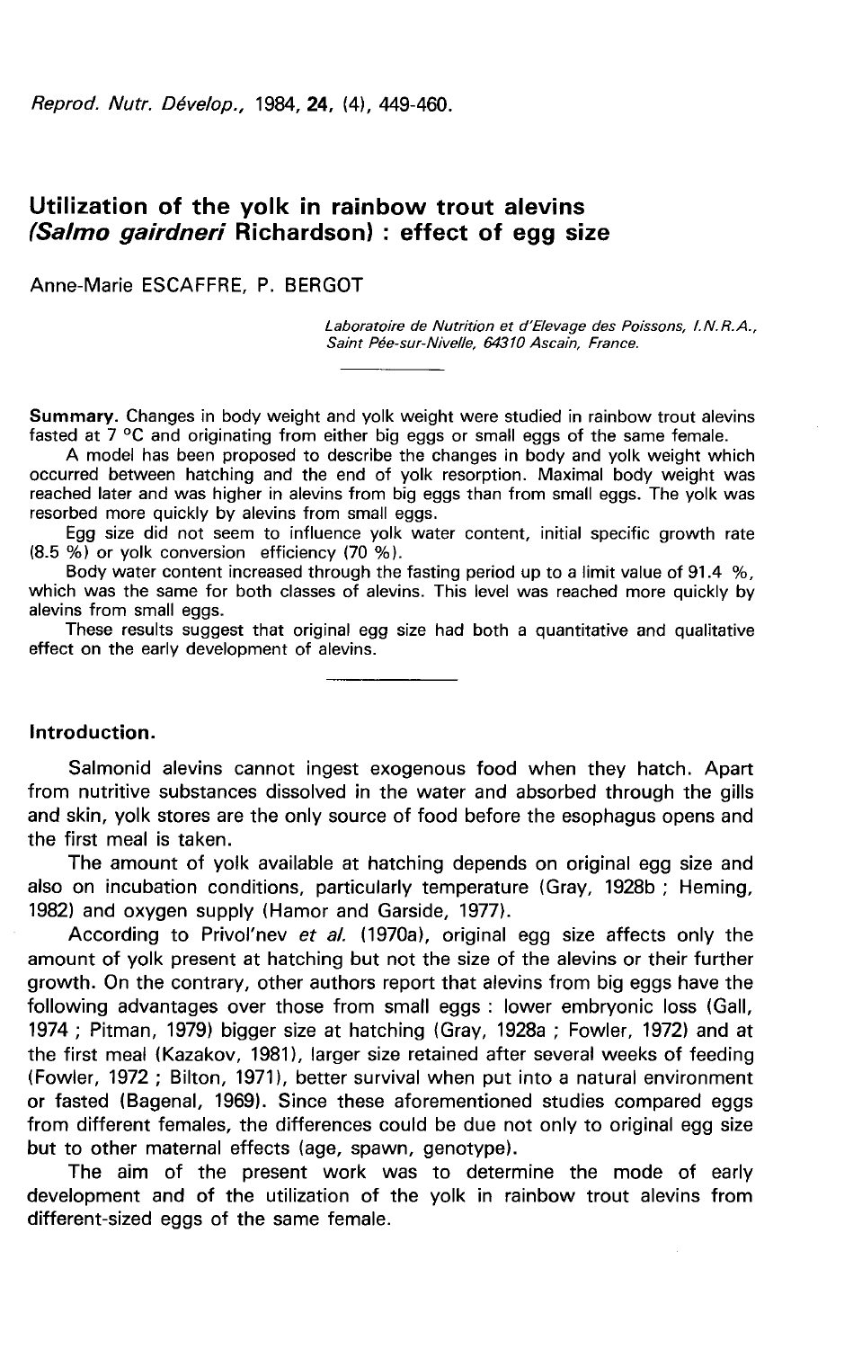# Utilization of the yolk in rainbow trout alevins (*Salmo gairdneri* Richardson) : effect of egg size

Anne-Marie ESCAFFRE, P. BERGOT

*Laboratoire de Nutrition et d'Elevage des Poissons, I.N.R.A., Saint Pée-sur-Nivelle, 64310 Ascain, France.*

**Summary.** Changes in body weight and yolk weight were studied in rainbow trout alevins fasted at 7 °C and originating from either big eggs or small eggs of the same female.

A model has been proposed to describe the changes in body and yolk weight which occurred between hatching and the end of yolk resorption. Maximal body weight was reached later and was higher in alevins from big eggs than from small eggs. The yolk was resorbed more quickly by alevins from small eggs.

Egg size did not seem to influence yolk water content, initial specific growth rate (8.5 %) or yolk conversion efficiency (70 %).

Body water content increased through the fasting period up to a limit value of 91.4 %, which was the same for both classes of alevins. This level was reached more quickly by alevins from small eggs.

These results suggest that original egg size had both a quantitative and qualitative effect on the early development of alevins.

## Introduction.

Salmonid alevins cannot ingest exogenous food when they hatch. Apart from nutritive substances dissolved in the water and absorbed through the gills and skin, yolk stores are the only source of food before the esophagus opens and the first meal is taken.

The amount of yolk available at hatching depends on original egg size and also on incubation conditions, particularly temperature (Gray, 1928b ; Heming, 1982) and oxygen supply (Hamor and Garside, 1977).

According to Privol'nev *et al.* (1970a), original egg size affects only the amount of yolk present at hatching but not the size of the alevins or their further growth. On the contrary, other authors report that alevins from big eggs have the following advantages over those from small eggs : lower embryonic loss (Gall, 1974 ; Pitman, 1979) bigger size at hatching (Gray, 1928a ; Fowler, 1972) and at the first meal (Kazakov, 1981), larger size retained after several weeks of feeding (Fowler, 1972 ; Bilton, 1971), better survival when put into a natural environment or fasted (Bagenal, 1969). Since these aforementioned studies compared eggs from different females, the differences could be due not only to original egg size but to other maternal effects (age, spawn, genotype).

The aim of the present work was to determine the mode of early development and of the utilization of the yolk in rainbow trout alevins from different-sized eggs of the same female.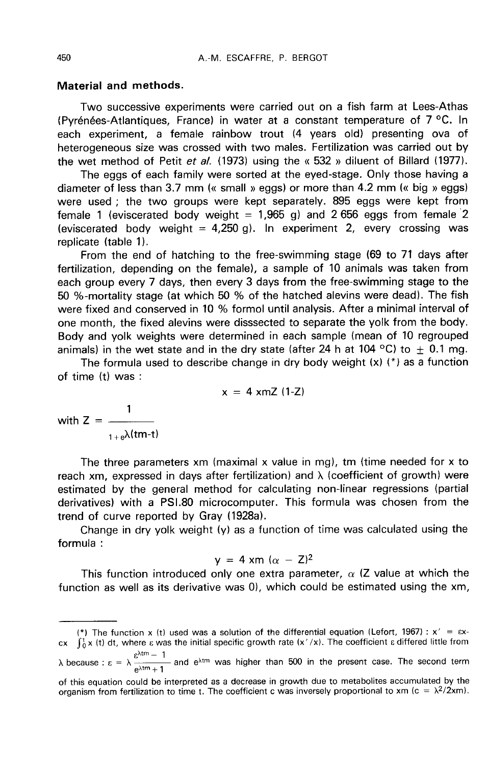## Material and methods.

Two successive experiments were carried out on a fish farm at Lees-Athas (Pyrénées-Atlantiques, France) in water at a constant temperature of 7 °C. In each experiment, a female rainbow trout (4 years old) presenting ova of heterogeneous size was crossed with two males. Fertilization was carried out by the wet method of Petit *et al.* (1973) using the « 532 » diluent of Billard (1977).

The eggs of each family were sorted at the eyed-stage. Only those having a diameter of less than 3.7 mm (« small » eggs) or more than 4.2 mm (« big » eggs) were used ; the two groups were kept separately. 895 eggs were kept from female 1 (eviscerated body weight = 1,965 g) and 2 656 eggs from female 2 (eviscerated body weight = 4,250 g). In experiment 2, every crossing was replicate (table 1).

From the end of hatching to the free-swimming stage (69 to 71 days after fertilization, depending on the female), a sample of 10 animals was taken from each group every 7 days, then every 3 days from the free-swimming stage to the 50 %-mortality stage (at which 50 % of the hatched alevins were dead). The fish were fixed and conserved in 10 % formol until analysis. After a minimal interval of one month, the fixed alevins were disssected to separate the yolk from the body. Body and yolk weights were determined in each sample (mean of 10 regrouped animals) in the wet state and in the dry state (after 24 h at 104 °C) to ± 0.1 mg.

The formula used to describe change in dry body weight (x) (*) as a function of time (t) was :

$$x = 4\,\mathrm{xm}Z\,(1-Z)$$

$$\text{with } Z = \frac{1}{1+e^{\lambda(\mathrm{tm}-t)}}$$

The three parameters xm (maximal x value in mg), tm (time needed for x to reach xm, expressed in days after fertilization) and $\lambda$ (coefficient of growth) were estimated by the general method for calculating non-linear regressions (partial derivatives) with a PSI.80 microcomputer. This formula was chosen from the trend of curve reported by Gray (1928a).

Change in dry yolk weight (y) as a function of time was calculated using the formula :

$$y = 4\,\mathrm{xm}\,(\alpha - Z)^2$$

This function introduced only one extra parameter, $\alpha$ (Z value at which the function as well as its derivative was 0), which could be estimated using the xm,

---

(*) The function x (t) used was a solution of the differential equation (Lefort, 1967) : $x' = \varepsilon x - cx \int_0^t x(t)\,dt$, where $\varepsilon$ was the initial specific growth rate ($x'/x$). The coefficient $\varepsilon$ differed little from $\lambda$ because : $\varepsilon = \lambda \frac{e^{\lambda \mathrm{tm}} - 1}{e^{\lambda \mathrm{tm}} + 1}$ and $e^{\lambda \mathrm{tm}}$ was higher than 500 in the present case. The second term of this equation could be interpreted as a decrease in growth due to metabolites accumulated by the organism from fertilization to time t. The coefficient c was inversely proportional to xm ($c = \lambda^2/2\mathrm{xm}$).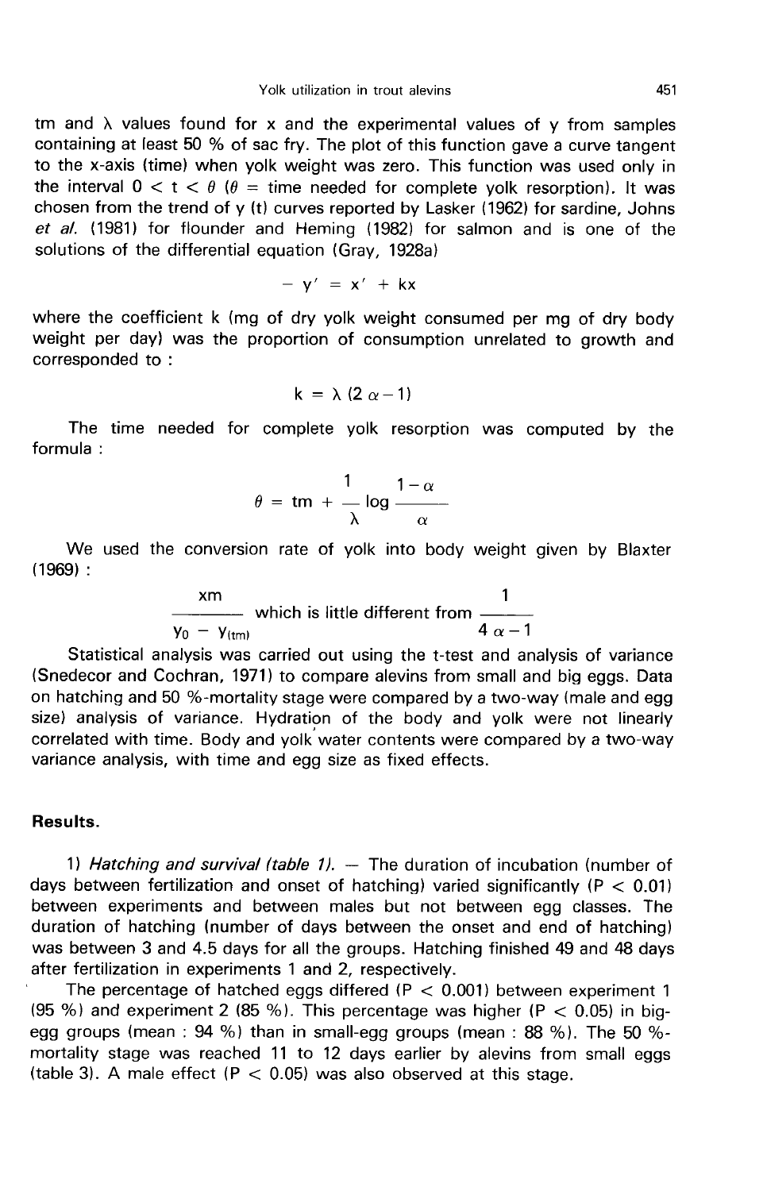tm and $\lambda$ values found for x and the experimental values of y from samples containing at least 50 % of sac fry. The plot of this function gave a curve tangent to the x-axis (time) when yolk weight was zero. This function was used only in the interval $0 < t < \theta$ ($\theta$ = time needed for complete yolk resorption). It was chosen from the trend of y (t) curves reported by Lasker (1962) for sardine, Johns *et al.* (1981) for flounder and Heming (1982) for salmon and is one of the solutions of the differential equation (Gray, 1928a)

$$-y' = x' + kx$$

where the coefficient k (mg of dry yolk weight consumed per mg of dry body weight per day) was the proportion of consumption unrelated to growth and corresponded to :

$$k = \lambda (2\alpha - 1)$$

The time needed for complete yolk resorption was computed by the formula :

$$\theta = tm + \frac{1}{\lambda} \log \frac{1-\alpha}{\alpha}$$

We used the conversion rate of yolk into body weight given by Blaxter (1969) :

$$\frac{xm}{y_0 - y_{(tm)}} \text{ which is little different from } \frac{1}{4\alpha - 1}$$

Statistical analysis was carried out using the t-test and analysis of variance (Snedecor and Cochran, 1971) to compare alevins from small and big eggs. Data on hatching and 50 %-mortality stage were compared by a two-way (male and egg size) analysis of variance. Hydration of the body and yolk were not linearly correlated with time. Body and yolk water contents were compared by a two-way variance analysis, with time and egg size as fixed effects.

## Results.

1) *Hatching and survival (table 1).* — The duration of incubation (number of days between fertilization and onset of hatching) varied significantly ($P < 0.01$) between experiments and between males but not between egg classes. The duration of hatching (number of days between the onset and end of hatching) was between 3 and 4.5 days for all the groups. Hatching finished 49 and 48 days after fertilization in experiments 1 and 2, respectively.

The percentage of hatched eggs differed ($P < 0.001$) between experiment 1 (95 %) and experiment 2 (85 %). This percentage was higher ($P < 0.05$) in big-egg groups (mean : 94 %) than in small-egg groups (mean : 88 %). The 50 %-mortality stage was reached 11 to 12 days earlier by alevins from small eggs (table 3). A male effect ($P < 0.05$) was also observed at this stage.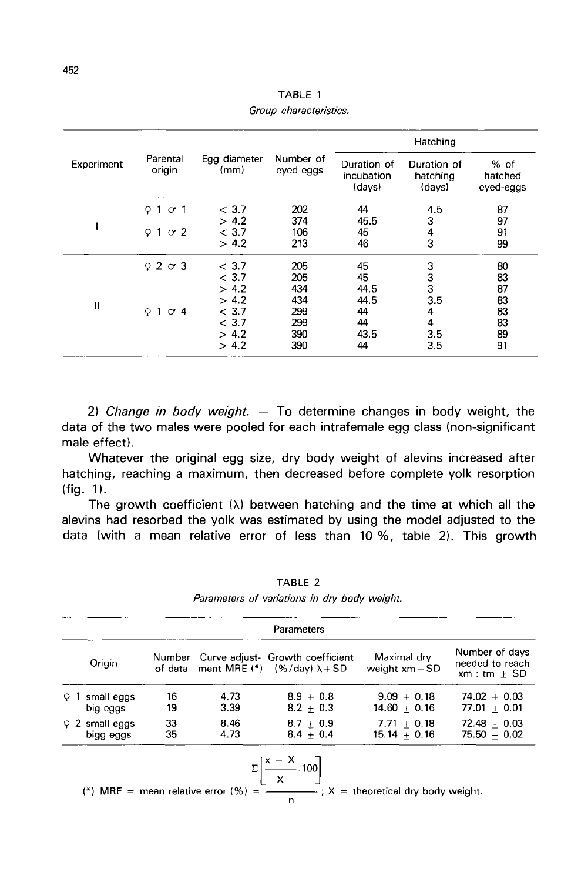TABLE 1

*Group characteristics.*

| Experiment | Parental origin | Egg diameter (mm) | Number of eyed-eggs | Hatching | | |
|---|---|---|---|---|---|---|
| | | | | Duration of incubation (days) | Duration of hatching (days) | % of hatched eyed-eggs |
| I | ♀ 1 ♂ 1 | < 3.7 | 202 | 44 | 4.5 | 87 |
| | | > 4.2 | 374 | 45.5 | 3 | 97 |
| | ♀ 1 ♂ 2 | < 3.7 | 106 | 45 | 4 | 91 |
| | | > 4.2 | 213 | 46 | 3 | 99 |
| II | ♀ 2 ♂ 3 | < 3.7 | 205 | 45 | 3 | 80 |
| | | < 3.7 | 205 | 45 | 3 | 83 |
| | | > 4.2 | 434 | 44.5 | 3 | 87 |
| | | > 4.2 | 434 | 44.5 | 3.5 | 83 |
| | ♀ 1 ♂ 4 | < 3.7 | 299 | 44 | 4 | 83 |
| | | < 3.7 | 299 | 44 | 4 | 83 |
| | | > 4.2 | 390 | 43.5 | 3.5 | 89 |
| | | > 4.2 | 390 | 44 | 3.5 | 91 |

2) *Change in body weight.* — To determine changes in body weight, the data of the two males were pooled for each intrafemale egg class (non-significant male effect).

Whatever the original egg size, dry body weight of alevins increased after hatching, reaching a maximum, then decreased before complete yolk resorption (fig. 1).

The growth coefficient (λ) between hatching and the time at which all the alevins had resorbed the yolk was estimated by using the model adjusted to the data (with a mean relative error of less than 10 %, table 2). This growth

TABLE 2

*Parameters of variations in dry body weight.*

| Origin | Parameters | | | | |
|---|---|---|---|---|---|
| | Number of data | Curve adjustment MRE (*) | Growth coefficient (%/day) λ ± SD | Maximal dry weight xm ± SD | Number of days needed to reach xm : tm ± SD |
| ♀ 1 small eggs | 16 | 4.73 | 8.9 ± 0.8 | 9.09 ± 0.18 | 74.02 ± 0.03 |
| big eggs | 19 | 3.39 | 8.2 ± 0.3 | 14.60 ± 0.16 | 77.01 ± 0.01 |
| ♀ 2 small eggs | 33 | 8.46 | 8.7 ± 0.9 | 7.71 ± 0.18 | 72.48 ± 0.03 |
| bigg eggs | 35 | 4.73 | 8.4 ± 0.4 | 15.14 ± 0.16 | 75.50 ± 0.02 |

(*) MRE = mean relative error (%) = $\dfrac{\Sigma\left[\dfrac{x - X}{X} \cdot 100\right]}{n}$ ; X = theoretical dry body weight.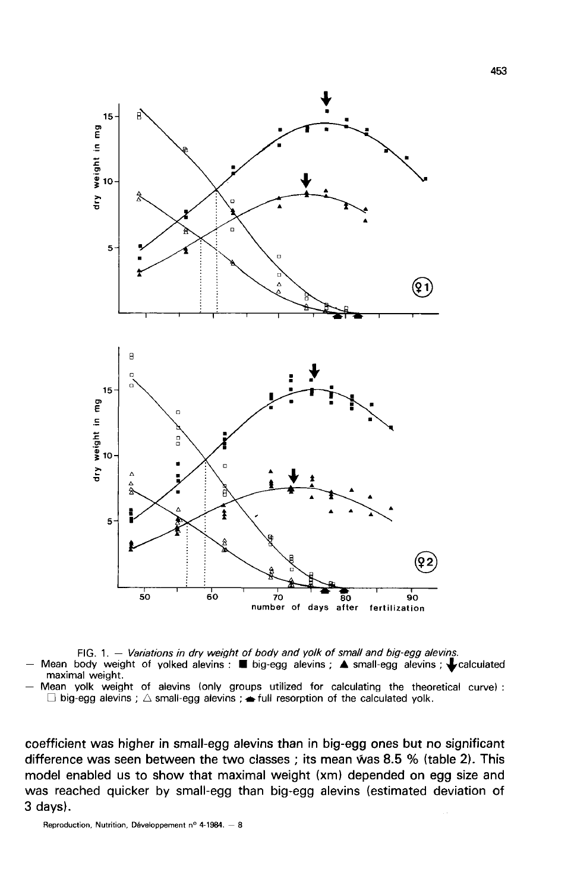FIG. 1. — *Variations in dry weight of body and yolk of small and big-egg alevins.*

- Mean body weight of yolked alevins : ■ big-egg alevins ; ▲ small-egg alevins ; ↓ calculated maximal weight.
- Mean yolk weight of alevins (only groups utilized for calculating the theoretical curve) : □ big-egg alevins ; △ small-egg alevins ; ▲ full resorption of the calculated yolk.

coefficient was higher in small-egg alevins than in big-egg ones but no significant difference was seen between the two classes ; its mean was 8.5 % (table 2). This model enabled us to show that maximal weight (xm) depended on egg size and was reached quicker by small-egg than big-egg alevins (estimated deviation of 3 days).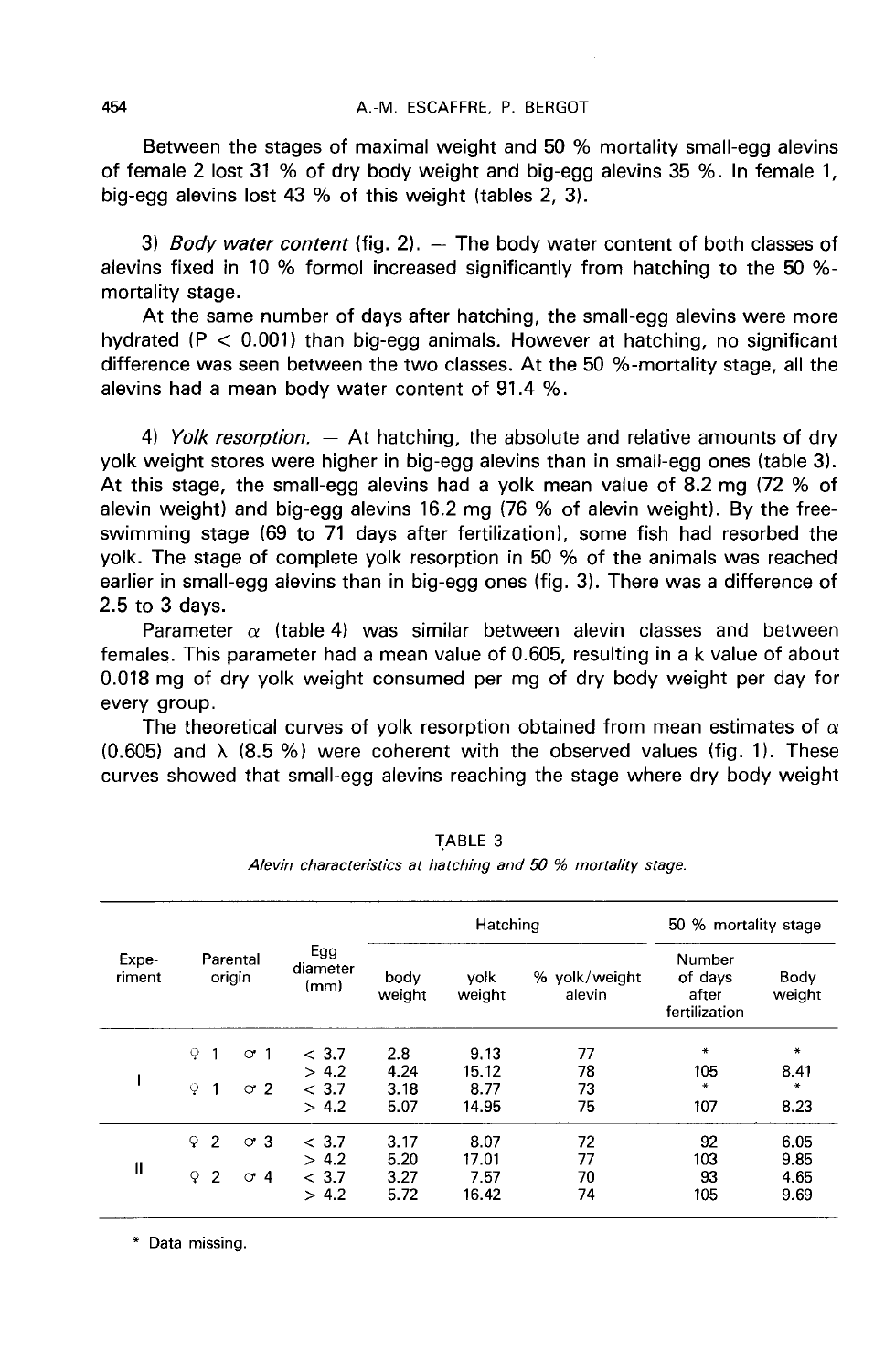Between the stages of maximal weight and 50 % mortality small-egg alevins of female 2 lost 31 % of dry body weight and big-egg alevins 35 %. In female 1, big-egg alevins lost 43 % of this weight (tables 2, 3).

3) *Body water content* (fig. 2). — The body water content of both classes of alevins fixed in 10 % formol increased significantly from hatching to the 50 %-mortality stage.

At the same number of days after hatching, the small-egg alevins were more hydrated ($P < 0.001$) than big-egg animals. However at hatching, no significant difference was seen between the two classes. At the 50 %-mortality stage, all the alevins had a mean body water content of 91.4 %.

4) *Yolk resorption.* — At hatching, the absolute and relative amounts of dry yolk weight stores were higher in big-egg alevins than in small-egg ones (table 3). At this stage, the small-egg alevins had a yolk mean value of 8.2 mg (72 % of alevin weight) and big-egg alevins 16.2 mg (76 % of alevin weight). By the free-swimming stage (69 to 71 days after fertilization), some fish had resorbed the yolk. The stage of complete yolk resorption in 50 % of the animals was reached earlier in small-egg alevins than in big-egg ones (fig. 3). There was a difference of 2.5 to 3 days.

Parameter $\alpha$ (table 4) was similar between alevin classes and between females. This parameter had a mean value of 0.605, resulting in a k value of about 0.018 mg of dry yolk weight consumed per mg of dry body weight per day for every group.

The theoretical curves of yolk resorption obtained from mean estimates of $\alpha$ (0.605) and $\lambda$ (8.5 %) were coherent with the observed values (fig. 1). These curves showed that small-egg alevins reaching the stage where dry body weight

TABLE 3
*Alevin characteristics at hatching and 50 % mortality stage.*

| Experiment | Parental origin | Egg diameter (mm) | Hatching | | | 50 % mortality stage | |
|---|---|---|---|---|---|---|---|
| | | | body weight | yolk weight | % yolk/weight alevin | Number of days after fertilization | Body weight |
| I | ♀ 1 ♂ 1 | < 3.7 | 2.8 | 9.13 | 77 | * | * |
| | | > 4.2 | 4.24 | 15.12 | 78 | 105 | 8.41 |
| | ♀ 1 ♂ 2 | < 3.7 | 3.18 | 8.77 | 73 | * | * |
| | | > 4.2 | 5.07 | 14.95 | 75 | 107 | 8.23 |
| II | ♀ 2 ♂ 3 | < 3.7 | 3.17 | 8.07 | 72 | 92 | 6.05 |
| | | > 4.2 | 5.20 | 17.01 | 77 | 103 | 9.85 |
| | ♀ 2 ♂ 4 | < 3.7 | 3.27 | 7.57 | 70 | 93 | 4.65 |
| | | > 4.2 | 5.72 | 16.42 | 74 | 105 | 9.69 |

\* Data missing.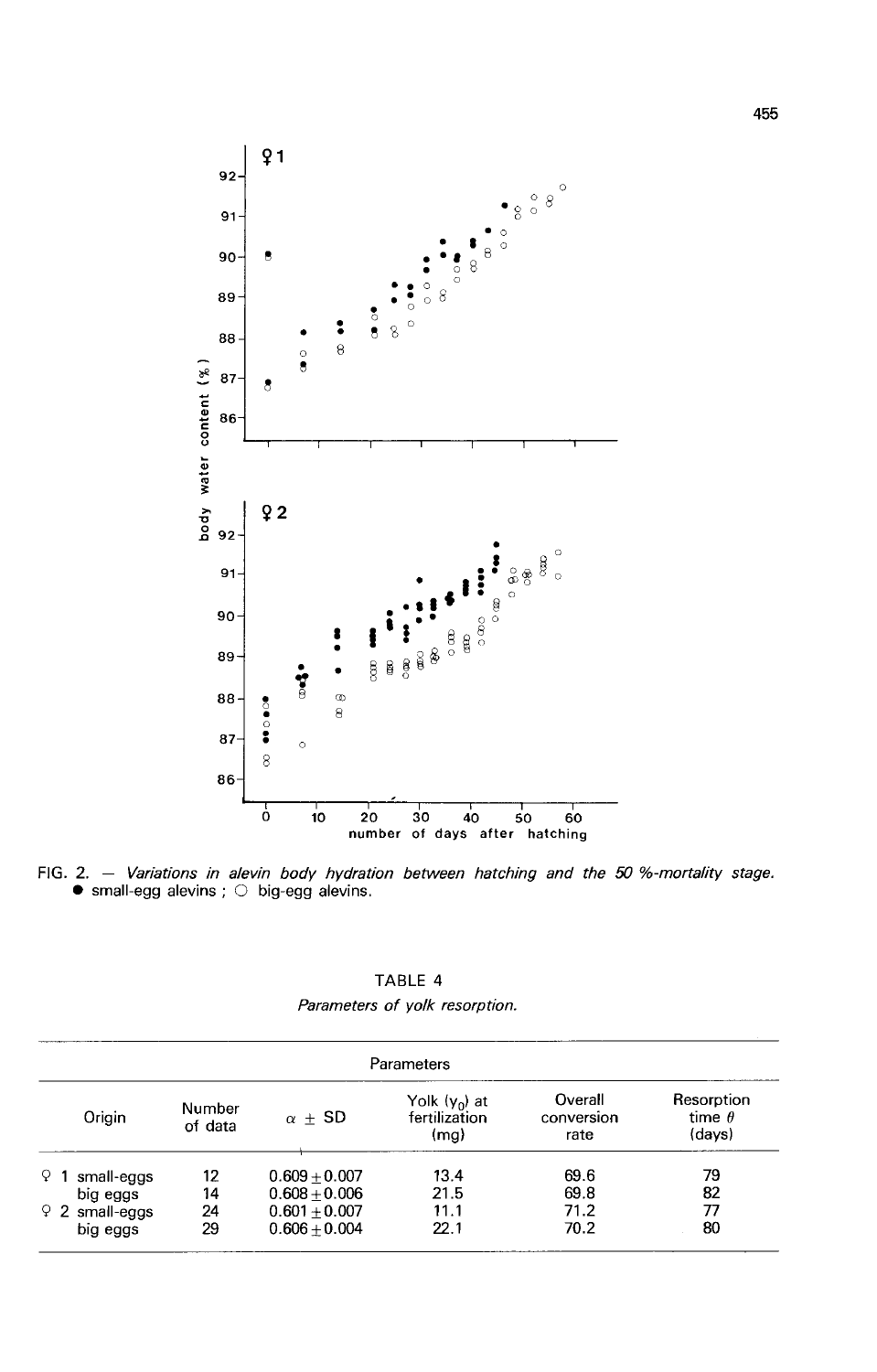FIG. 2. — *Variations in alevin body hydration between hatching and the 50 %-mortality stage.* ● small-egg alevins ; ○ big-egg alevins.

TABLE 4

*Parameters of yolk resorption.*

| Origin | Number of data | $\alpha \pm$ SD | Yolk ($y_0$) at fertilization (mg) | Overall conversion rate | Resorption time $\theta$ (days) |
|---|---|---|---|---|---|
| ♀ 1 small-eggs | 12 | 0.609 ± 0.007 | 13.4 | 69.6 | 79 |
| big eggs | 14 | 0.608 ± 0.006 | 21.5 | 69.8 | 82 |
| ♀ 2 small-eggs | 24 | 0.601 ± 0.007 | 11.1 | 71.2 | 77 |
| big eggs | 29 | 0.606 ± 0.004 | 22.1 | 70.2 | 80 |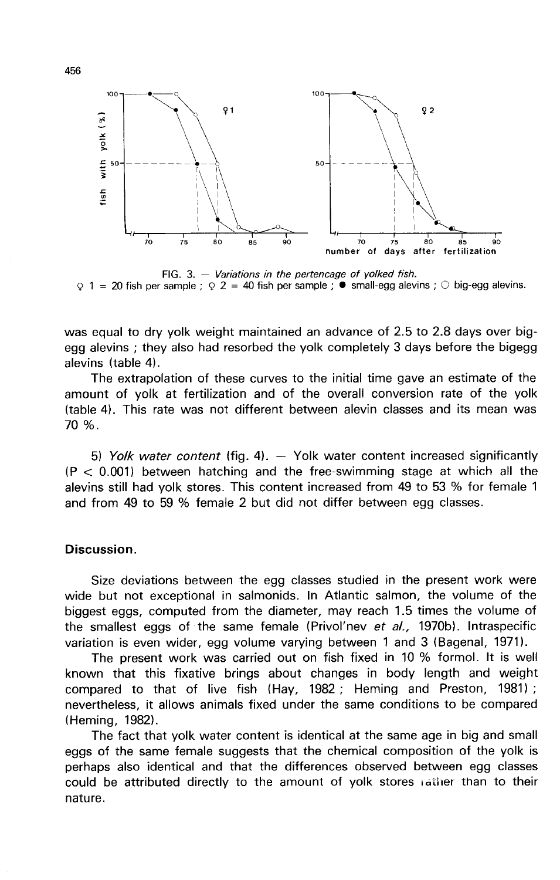FIG. 3. — *Variations in the pertencage of yolked fish.*
♀ 1 = 20 fish per sample ; ♀ 2 = 40 fish per sample ; ● small-egg alevins ; ○ big-egg alevins.

was equal to dry yolk weight maintained an advance of 2.5 to 2.8 days over big-egg alevins ; they also had resorbed the yolk completely 3 days before the bigegg alevins (table 4).

The extrapolation of these curves to the initial time gave an estimate of the amount of yolk at fertilization and of the overall conversion rate of the yolk (table 4). This rate was not different between alevin classes and its mean was 70 %.

5) *Yolk water content* (fig. 4). — Yolk water content increased significantly ($P < 0.001$) between hatching and the free-swimming stage at which all the alevins still had yolk stores. This content increased from 49 to 53 % for female 1 and from 49 to 59 % female 2 but did not differ between egg classes.

## Discussion.

Size deviations between the egg classes studied in the present work were wide but not exceptional in salmonids. In Atlantic salmon, the volume of the biggest eggs, computed from the diameter, may reach 1.5 times the volume of the smallest eggs of the same female (Privol'nev *et al.*, 1970b). Intraspecific variation is even wider, egg volume varying between 1 and 3 (Bagenal, 1971).

The present work was carried out on fish fixed in 10 % formol. It is well known that this fixative brings about changes in body length and weight compared to that of live fish (Hay, 1982 ; Heming and Preston, 1981) ; nevertheless, it allows animals fixed under the same conditions to be compared (Heming, 1982).

The fact that yolk water content is identical at the same age in big and small eggs of the same female suggests that the chemical composition of the yolk is perhaps also identical and that the differences observed between egg classes could be attributed directly to the amount of yolk stores rather than to their nature.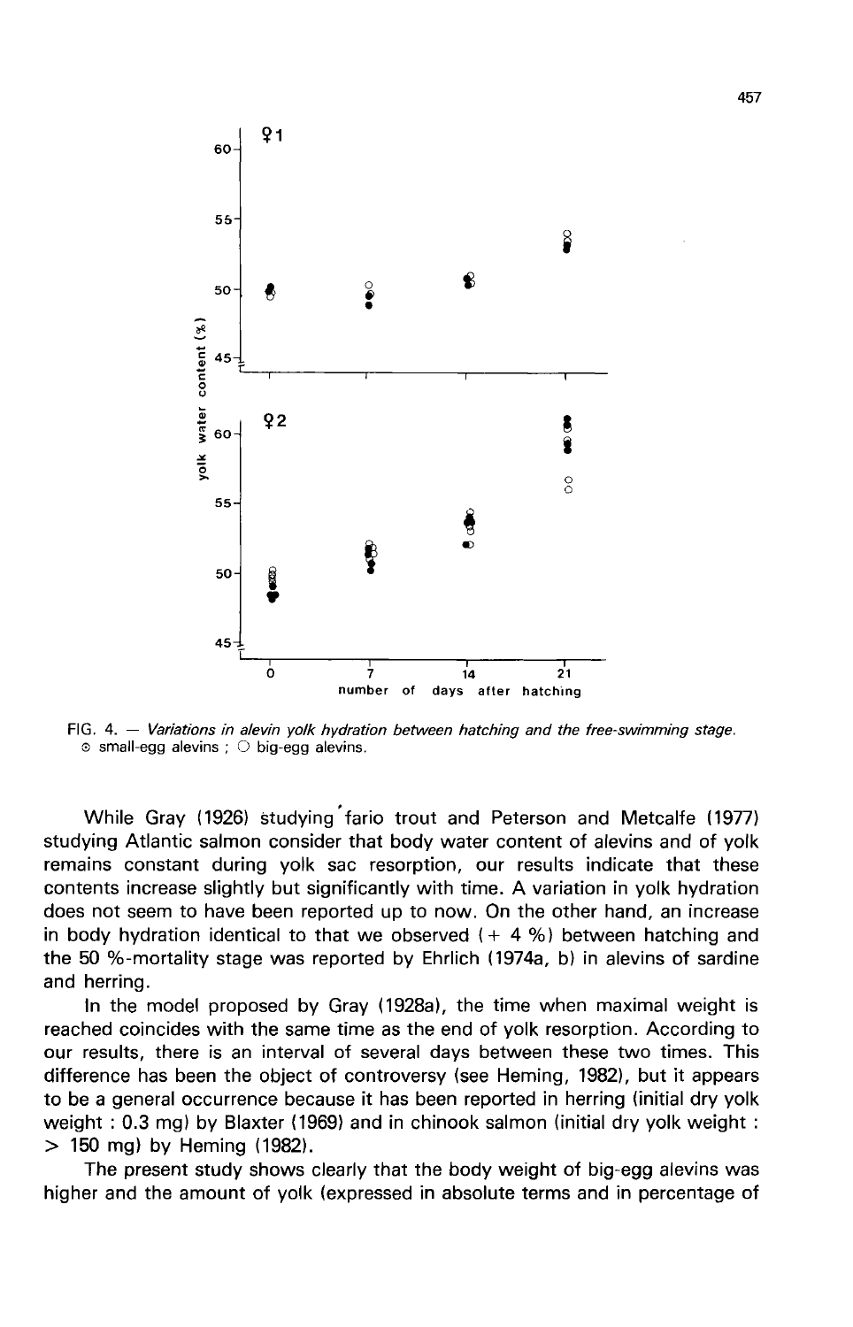FIG. 4. — *Variations in alevin yolk hydration between hatching and the free-swimming stage.* ⊙ small-egg alevins ; ○ big-egg alevins.

While Gray (1926) studying fario trout and Peterson and Metcalfe (1977) studying Atlantic salmon consider that body water content of alevins and of yolk remains constant during yolk sac resorption, our results indicate that these contents increase slightly but significantly with time. A variation in yolk hydration does not seem to have been reported up to now. On the other hand, an increase in body hydration identical to that we observed (+ 4 %) between hatching and the 50 %-mortality stage was reported by Ehrlich (1974a, b) in alevins of sardine and herring.

In the model proposed by Gray (1928a), the time when maximal weight is reached coincides with the same time as the end of yolk resorption. According to our results, there is an interval of several days between these two times. This difference has been the object of controversy (see Heming, 1982), but it appears to be a general occurrence because it has been reported in herring (initial dry yolk weight : 0.3 mg) by Blaxter (1969) and in chinook salmon (initial dry yolk weight : > 150 mg) by Heming (1982).

The present study shows clearly that the body weight of big-egg alevins was higher and the amount of yolk (expressed in absolute terms and in percentage of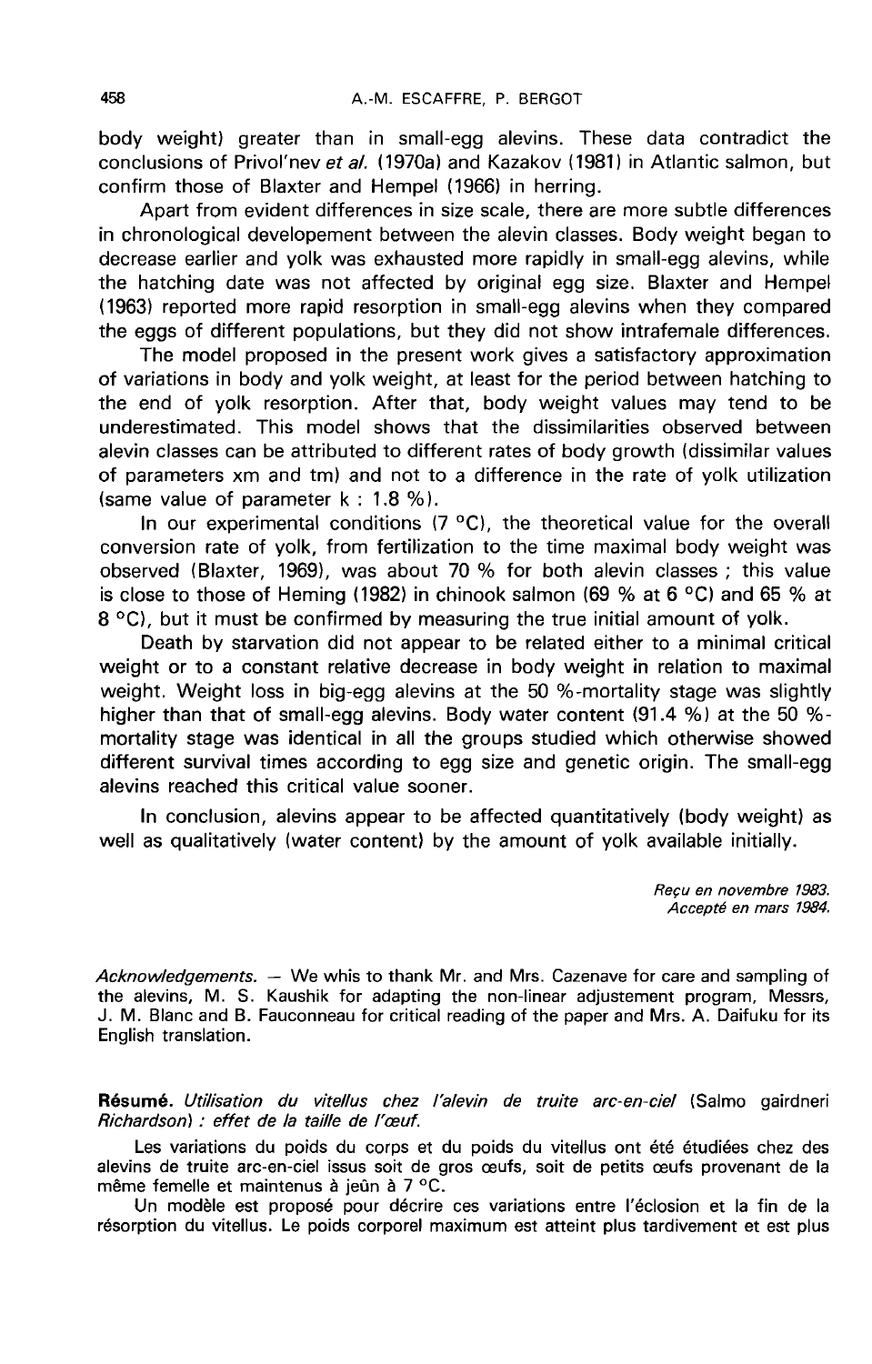body weight) greater than in small-egg alevins. These data contradict the conclusions of Privol'nev *et al.* (1970a) and Kazakov (1981) in Atlantic salmon, but confirm those of Blaxter and Hempel (1966) in herring.

Apart from evident differences in size scale, there are more subtle differences in chronological developement between the alevin classes. Body weight began to decrease earlier and yolk was exhausted more rapidly in small-egg alevins, while the hatching date was not affected by original egg size. Blaxter and Hempel (1963) reported more rapid resorption in small-egg alevins when they compared the eggs of different populations, but they did not show intrafemale differences.

The model proposed in the present work gives a satisfactory approximation of variations in body and yolk weight, at least for the period between hatching to the end of yolk resorption. After that, body weight values may tend to be underestimated. This model shows that the dissimilarities observed between alevin classes can be attributed to different rates of body growth (dissimilar values of parameters xm and tm) and not to a difference in the rate of yolk utilization (same value of parameter k : 1.8 %).

In our experimental conditions (7 °C), the theoretical value for the overall conversion rate of yolk, from fertilization to the time maximal body weight was observed (Blaxter, 1969), was about 70 % for both alevin classes ; this value is close to those of Heming (1982) in chinook salmon (69 % at 6 °C) and 65 % at 8 °C), but it must be confirmed by measuring the true initial amount of yolk.

Death by starvation did not appear to be related either to a minimal critical weight or to a constant relative decrease in body weight in relation to maximal weight. Weight loss in big-egg alevins at the 50 %-mortality stage was slightly higher than that of small-egg alevins. Body water content (91.4 %) at the 50 %-mortality stage was identical in all the groups studied which otherwise showed different survival times according to egg size and genetic origin. The small-egg alevins reached this critical value sooner.

In conclusion, alevins appear to be affected quantitatively (body weight) as well as qualitatively (water content) by the amount of yolk available initially.

*Reçu en novembre 1983.*
*Accepté en mars 1984.*

*Acknowledgements.* — We whis to thank Mr. and Mrs. Cazenave for care and sampling of the alevins, M. S. Kaushik for adapting the non-linear adjustement program, Messrs, J. M. Blanc and B. Fauconneau for critical reading of the paper and Mrs. A. Daifuku for its English translation.

**Résumé.** *Utilisation du vitellus chez l'alevin de truite arc-en-ciel* (Salmo gairdneri *Richardson) : effet de la taille de l'œuf.*

Les variations du poids du corps et du poids du vitellus ont été étudiées chez des alevins de truite arc-en-ciel issus soit de gros œufs, soit de petits œufs provenant de la même femelle et maintenus à jeûn à 7 °C.

Un modèle est proposé pour décrire ces variations entre l'éclosion et la fin de la résorption du vitellus. Le poids corporel maximum est atteint plus tardivement et est plus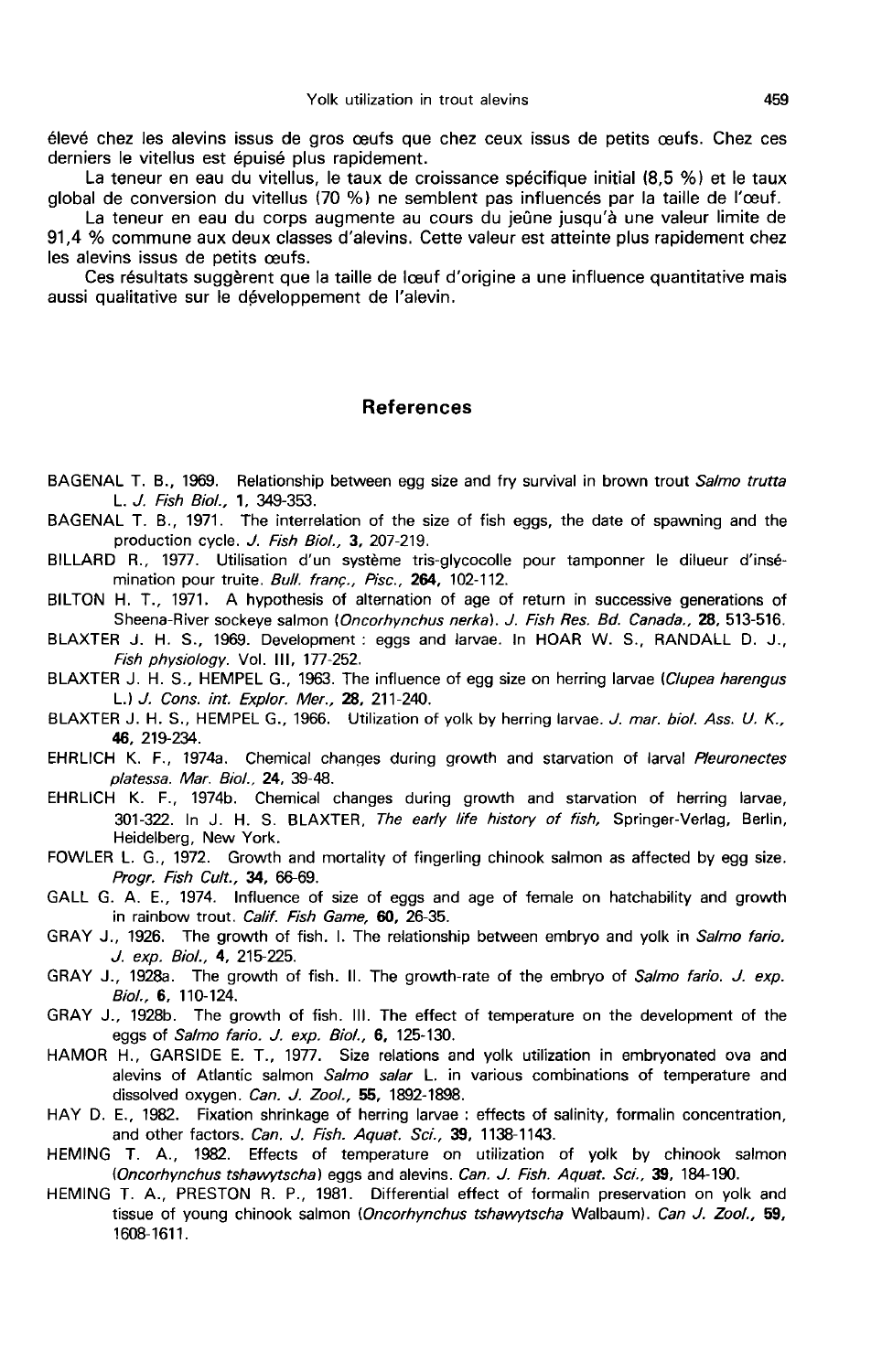élevé chez les alevins issus de gros œufs que chez ceux issus de petits œufs. Chez ces derniers le vitellus est épuisé plus rapidement.

La teneur en eau du vitellus, le taux de croissance spécifique initial (8,5 %) et le taux global de conversion du vitellus (70 %) ne semblent pas influencés par la taille de l'œuf.

La teneur en eau du corps augmente au cours du jeûne jusqu'à une valeur limite de 91,4 % commune aux deux classes d'alevins. Cette valeur est atteinte plus rapidement chez les alevins issus de petits œufs.

Ces résultats suggèrent que la taille de lœuf d'origine a une influence quantitative mais aussi qualitative sur le développement de l'alevin.

## References

BAGENAL T. B., 1969. Relationship between egg size and fry survival in brown trout *Salmo trutta* L. *J. Fish Biol.*, **1**, 349-353.

BAGENAL T. B., 1971. The interrelation of the size of fish eggs, the date of spawning and the production cycle. *J. Fish Biol.*, **3**, 207-219.

BILLARD R., 1977. Utilisation d'un système tris-glycocolle pour tamponner le dilueur d'insémination pour truite. *Bull. franç., Pisc.*, **264**, 102-112.

BILTON H. T., 1971. A hypothesis of alternation of age of return in successive generations of Sheena-River sockeye salmon (*Oncorhynchus nerka*). *J. Fish Res. Bd. Canada.*, **28**, 513-516.

BLAXTER J. H. S., 1969. Development : eggs and larvae. In HOAR W. S., RANDALL D. J., *Fish physiology*. Vol. III, 177-252.

BLAXTER J. H. S., HEMPEL G., 1963. The influence of egg size on herring larvae (*Clupea harengus* L.) *J. Cons. int. Explor. Mer.*, **28**, 211-240.

BLAXTER J. H. S., HEMPEL G., 1966. Utilization of yolk by herring larvae. *J. mar. biol. Ass. U. K.*, **46**, 219-234.

EHRLICH K. F., 1974a. Chemical changes during growth and starvation of larval *Pleuronectes platessa*. *Mar. Biol.*, **24**, 39-48.

EHRLICH K. F., 1974b. Chemical changes during growth and starvation of herring larvae, 301-322. In J. H. S. BLAXTER, *The early life history of fish*, Springer-Verlag, Berlin, Heidelberg, New York.

FOWLER L. G., 1972. Growth and mortality of fingerling chinook salmon as affected by egg size. *Progr. Fish Cult.*, **34**, 66-69.

GALL G. A. E., 1974. Influence of size of eggs and age of female on hatchability and growth in rainbow trout. *Calif. Fish Game*, **60**, 26-35.

GRAY J., 1926. The growth of fish. I. The relationship between embryo and yolk in *Salmo fario*. *J. exp. Biol.*, **4**, 215-225.

GRAY J., 1928a. The growth of fish. II. The growth-rate of the embryo of *Salmo fario*. *J. exp. Biol.*, **6**, 110-124.

GRAY J., 1928b. The growth of fish. III. The effect of temperature on the development of the eggs of *Salmo fario*. *J. exp. Biol.*, **6**, 125-130.

HAMOR H., GARSIDE E. T., 1977. Size relations and yolk utilization in embryonated ova and alevins of Atlantic salmon *Salmo salar* L. in various combinations of temperature and dissolved oxygen. *Can. J. Zool.*, **55**, 1892-1898.

HAY D. E., 1982. Fixation shrinkage of herring larvae : effects of salinity, formalin concentration, and other factors. *Can. J. Fish. Aquat. Sci.*, **39**, 1138-1143.

HEMING T. A., 1982. Effects of temperature on utilization of yolk by chinook salmon (*Oncorhynchus tshawytscha*) eggs and alevins. *Can. J. Fish. Aquat. Sci.*, **39**, 184-190.

HEMING T. A., PRESTON R. P., 1981. Differential effect of formalin preservation on yolk and tissue of young chinook salmon (*Oncorhynchus tshawytscha* Walbaum). *Can J. Zool.*, **59**, 1608-1611.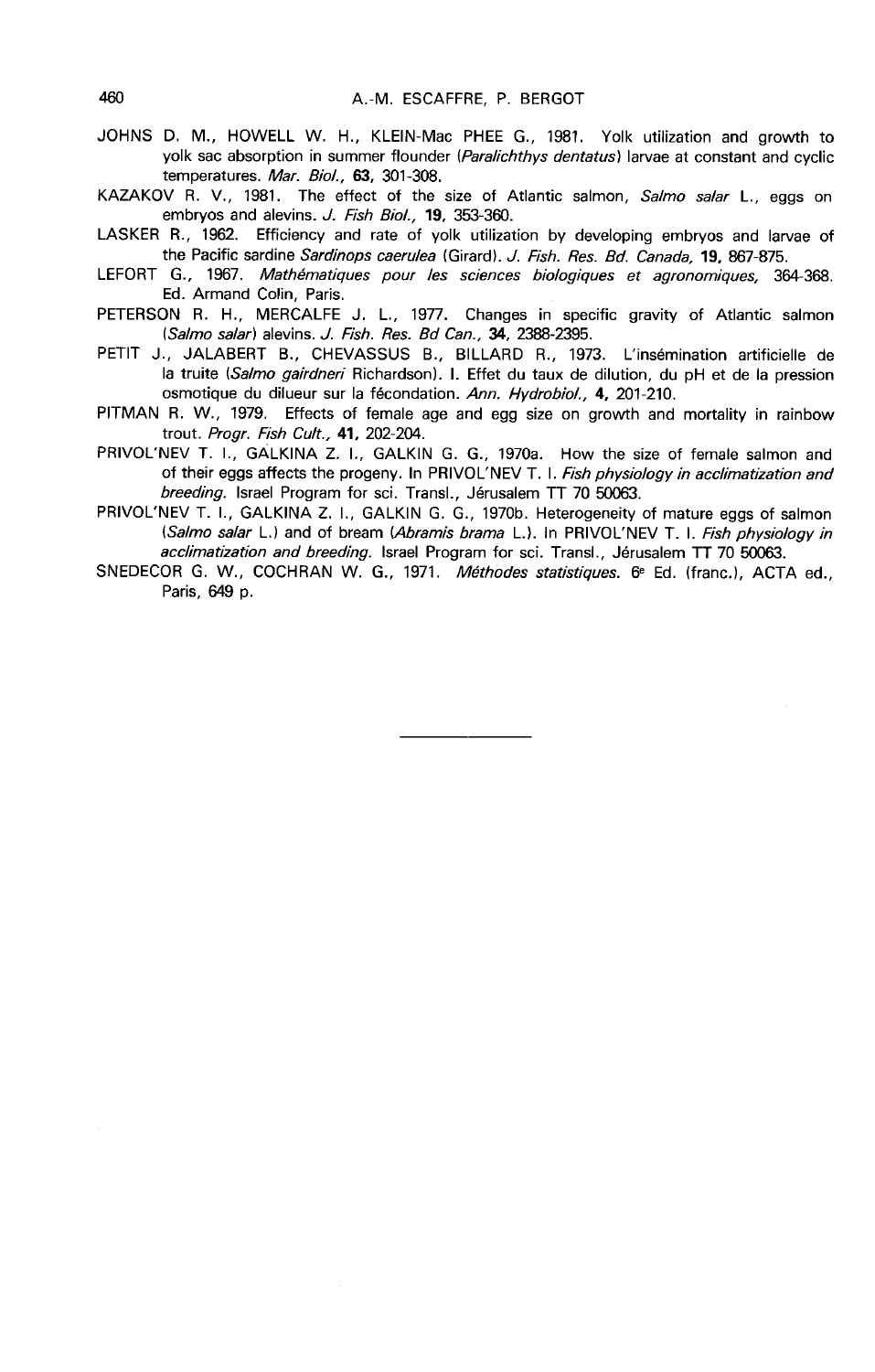JOHNS D. M., HOWELL W. H., KLEIN-Mac PHEE G., 1981. Yolk utilization and growth to yolk sac absorption in summer flounder (*Paralichthys dentatus*) larvae at constant and cyclic temperatures. *Mar. Biol.*, **63**, 301-308.

KAZAKOV R. V., 1981. The effect of the size of Atlantic salmon, *Salmo salar* L., eggs on embryos and alevins. *J. Fish Biol.*, **19**, 353-360.

LASKER R., 1962. Efficiency and rate of yolk utilization by developing embryos and larvae of the Pacific sardine *Sardinops caerulea* (Girard). *J. Fish. Res. Bd. Canada*, **19**, 867-875.

LEFORT G., 1967. *Mathématiques pour les sciences biologiques et agronomiques*, 364-368. Ed. Armand Colin, Paris.

PETERSON R. H., MERCALFE J. L., 1977. Changes in specific gravity of Atlantic salmon (*Salmo salar*) alevins. *J. Fish. Res. Bd Can.*, **34**, 2388-2395.

PETIT J., JALABERT B., CHEVASSUS B., BILLARD R., 1973. L'insémination artificielle de la truite (*Salmo gairdneri* Richardson). I. Effet du taux de dilution, du pH et de la pression osmotique du dilueur sur la fécondation. *Ann. Hydrobiol.*, **4**, 201-210.

PITMAN R. W., 1979. Effects of female age and egg size on growth and mortality in rainbow trout. *Progr. Fish Cult.*, **41**, 202-204.

PRIVOL'NEV T. I., GALKINA Z. I., GALKIN G. G., 1970a. How the size of female salmon and of their eggs affects the progeny. In PRIVOL'NEV T. I. *Fish physiology in acclimatization and breeding.* Israel Program for sci. Transl., Jérusalem TT 70 50063.

PRIVOL'NEV T. I., GALKINA Z. I., GALKIN G. G., 1970b. Heterogeneity of mature eggs of salmon (*Salmo salar* L.) and of bream (*Abramis brama* L.). In PRIVOL'NEV T. I. *Fish physiology in acclimatization and breeding.* Israel Program for sci. Transl., Jérusalem TT 70 50063.

SNEDECOR G. W., COCHRAN W. G., 1971. *Méthodes statistiques.* 6e Ed. (franc.), ACTA ed., Paris, 649 p.